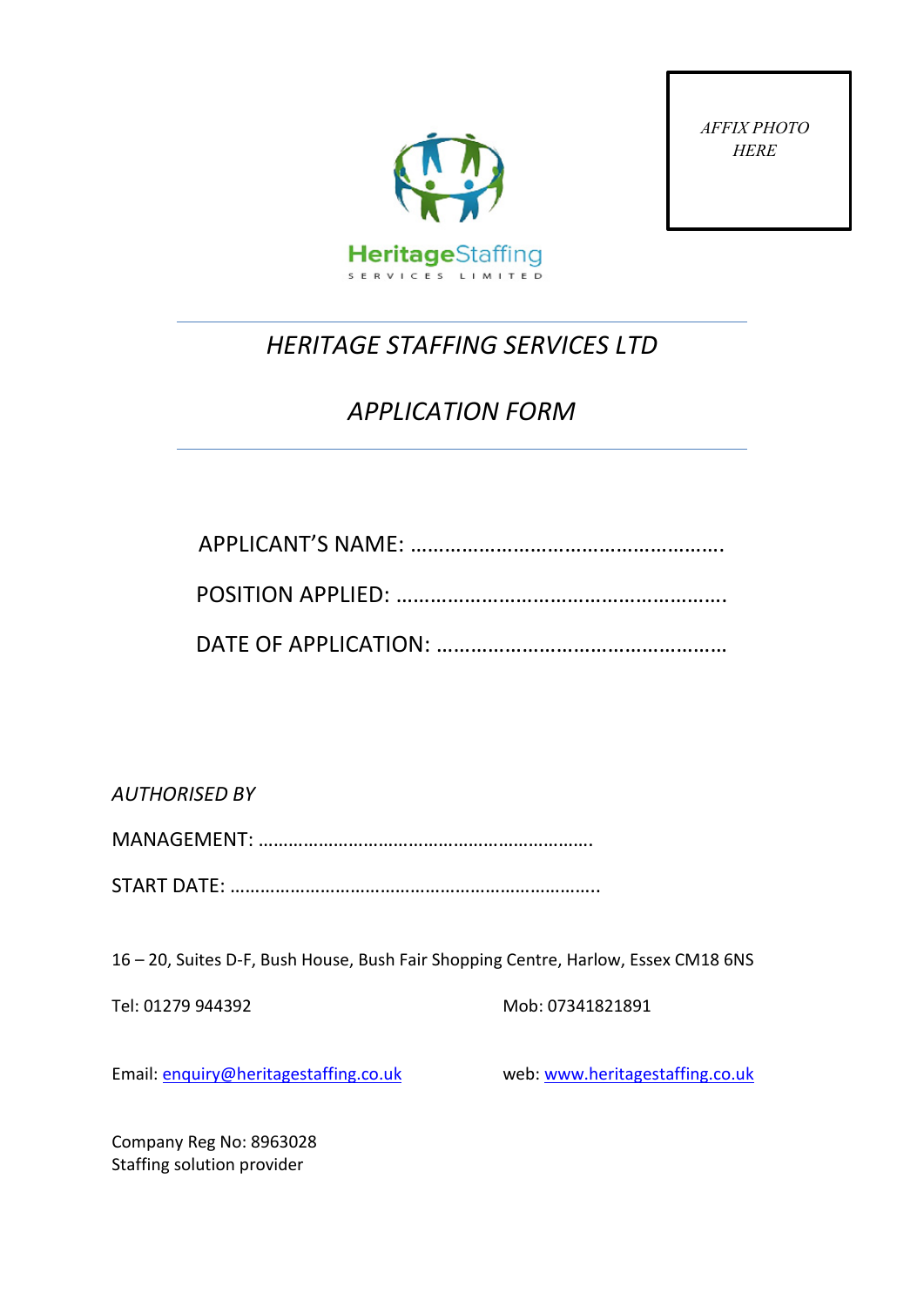AFFIX PHOTO HERE

HeritageStaffing
SERVICES LIMITED

# *HERITAGE STAFFING SERVICES LTD*

# *APPLICATION FORM*

APPLICANT'S NAME: ……………………………………………….

POSITION APPLIED: …………………………………………………

DATE OF APPLICATION: ……………………………………………

*AUTHORISED BY*

MANAGEMENT: ………………………………………………………..

START DATE: ………………………………………………………………..

16 – 20, Suites D-F, Bush House, Bush Fair Shopping Centre, Harlow, Essex CM18 6NS

Tel: 01279 944392

Mob: 07341821891

Email: [enquiry@heritagestaffing.co.uk](mailto:enquiry@heritagestaffing.co.uk)

web: [www.heritagestaffing.co.uk](http://www.heritagestaffing.co.uk)

Company Reg No: 8963028
Staffing solution provider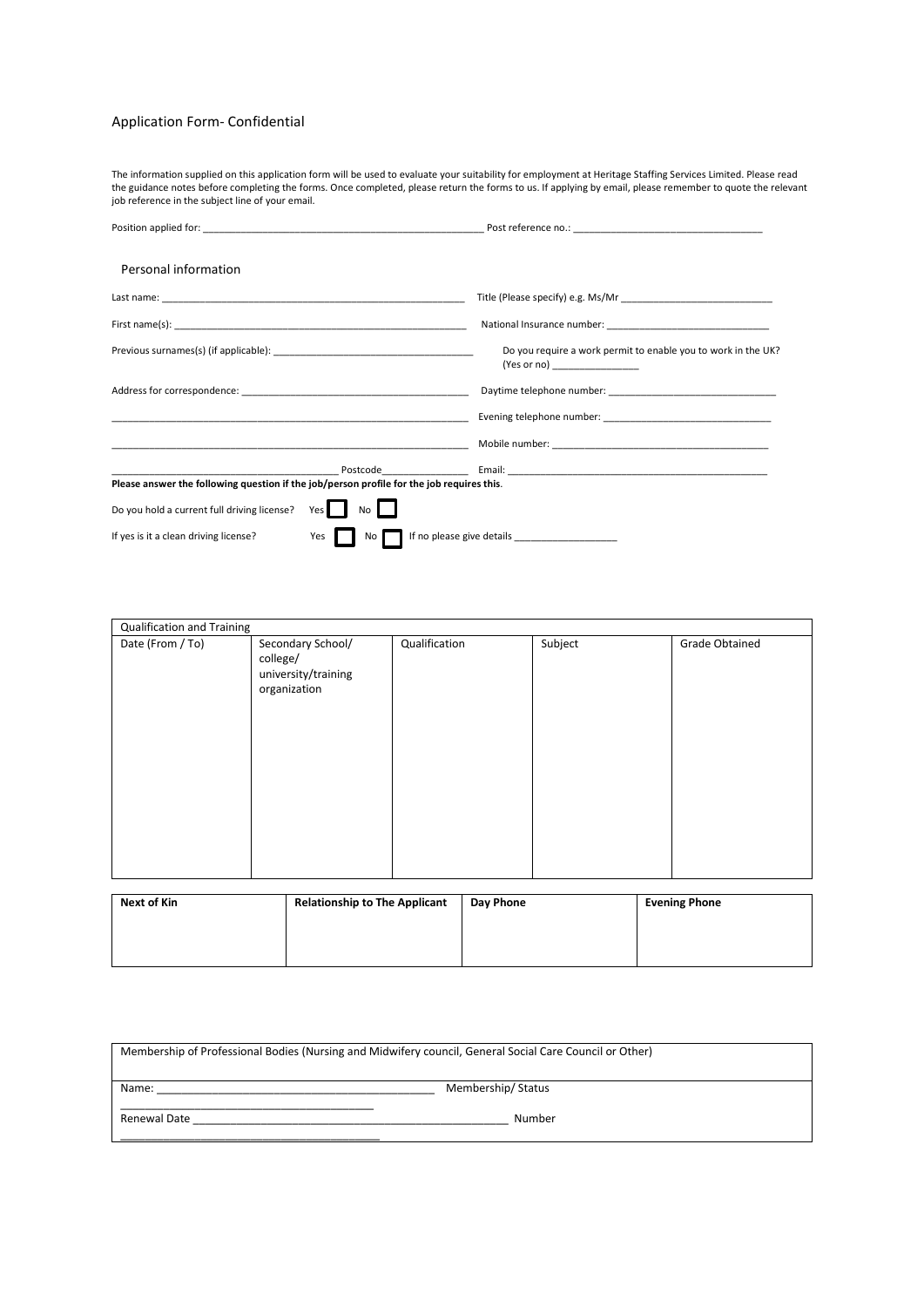Application Form- Confidential

The information supplied on this application form will be used to evaluate your suitability for employment at Heritage Staffing Services Limited. Please read the guidance notes before completing the forms. Once completed, please return the forms to us. If applying by email, please remember to quote the relevant job reference in the subject line of your email.

Position applied for: ______________________________ Post reference no.: ______________________________

## Personal information

Last name: ______________________________ Title (Please specify) e.g. Ms/Mr ______________________________

First name(s): ______________________________ National Insurance number: ______________________________

Previous surnames(s) (if applicable): ______________________________ Do you require a work permit to enable you to work in the UK? (Yes or no) ________________

Address for correspondence: ______________________________ Daytime telephone number: ______________________________

______________________________ Evening telephone number: ______________________________

______________________________ Mobile number: ______________________________

______________________________ Postcode________________ Email: ______________________________

**Please answer the following question if the job/person profile for the job requires this**.

Do you hold a current full driving license? Yes ☐ No ☐

If yes is it a clean driving license? Yes ☐ No ☐ If no please give details ___________________

| Qualification and Training | | | | |
|---|---|---|---|---|
| Date (From / To) | Secondary School/ college/ university/training organization | Qualification | Subject | Grade Obtained |
| | | | | |

| **Next of Kin** | **Relationship to The Applicant** | **Day Phone** | **Evening Phone** |
|---|---|---|---|
| | | | |

| Membership of Professional Bodies (Nursing and Midwifery council, General Social Care Council or Other) |
|---|
| Name: ______________________________ Membership/ Status ______________________________ |
| Renewal Date ______________________________ Number ______________________________ |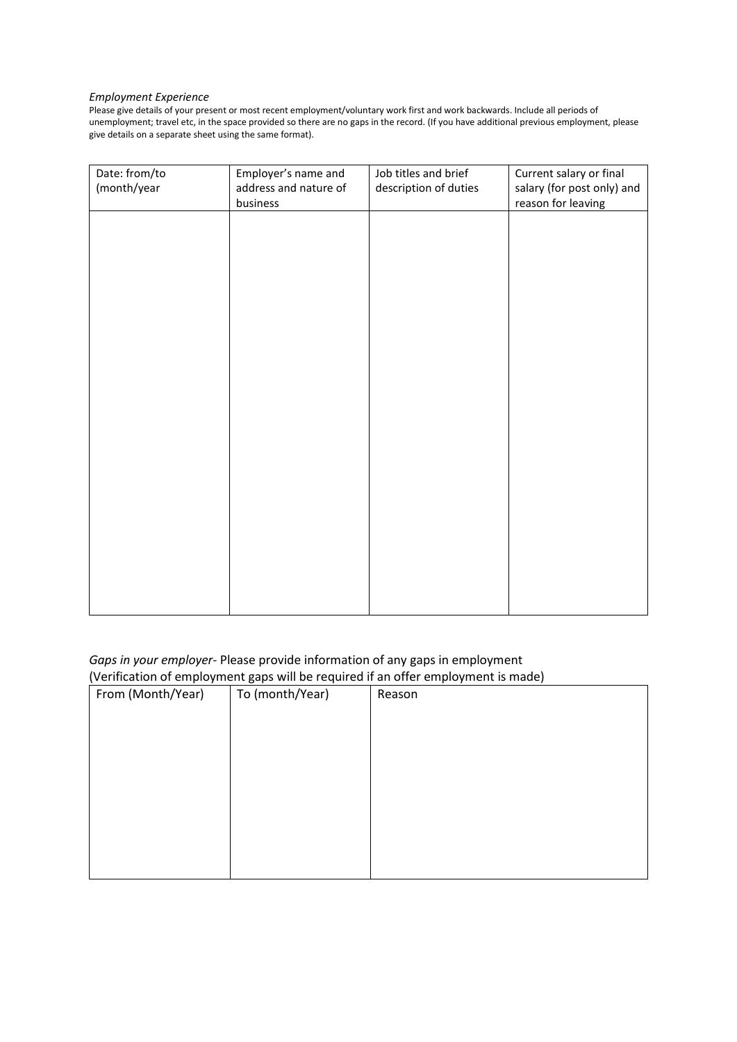*Employment Experience*

Please give details of your present or most recent employment/voluntary work first and work backwards. Include all periods of unemployment; travel etc, in the space provided so there are no gaps in the record. (If you have additional previous employment, please give details on a separate sheet using the same format).

| Date: from/to (month/year | Employer's name and address and nature of business | Job titles and brief description of duties | Current salary or final salary (for post only) and reason for leaving |
|---|---|---|---|
| | | | |

*Gaps in your employer*- Please provide information of any gaps in employment
(Verification of employment gaps will be required if an offer employment is made)

| From (Month/Year) | To (month/Year) | Reason |
|---|---|---|
| | | |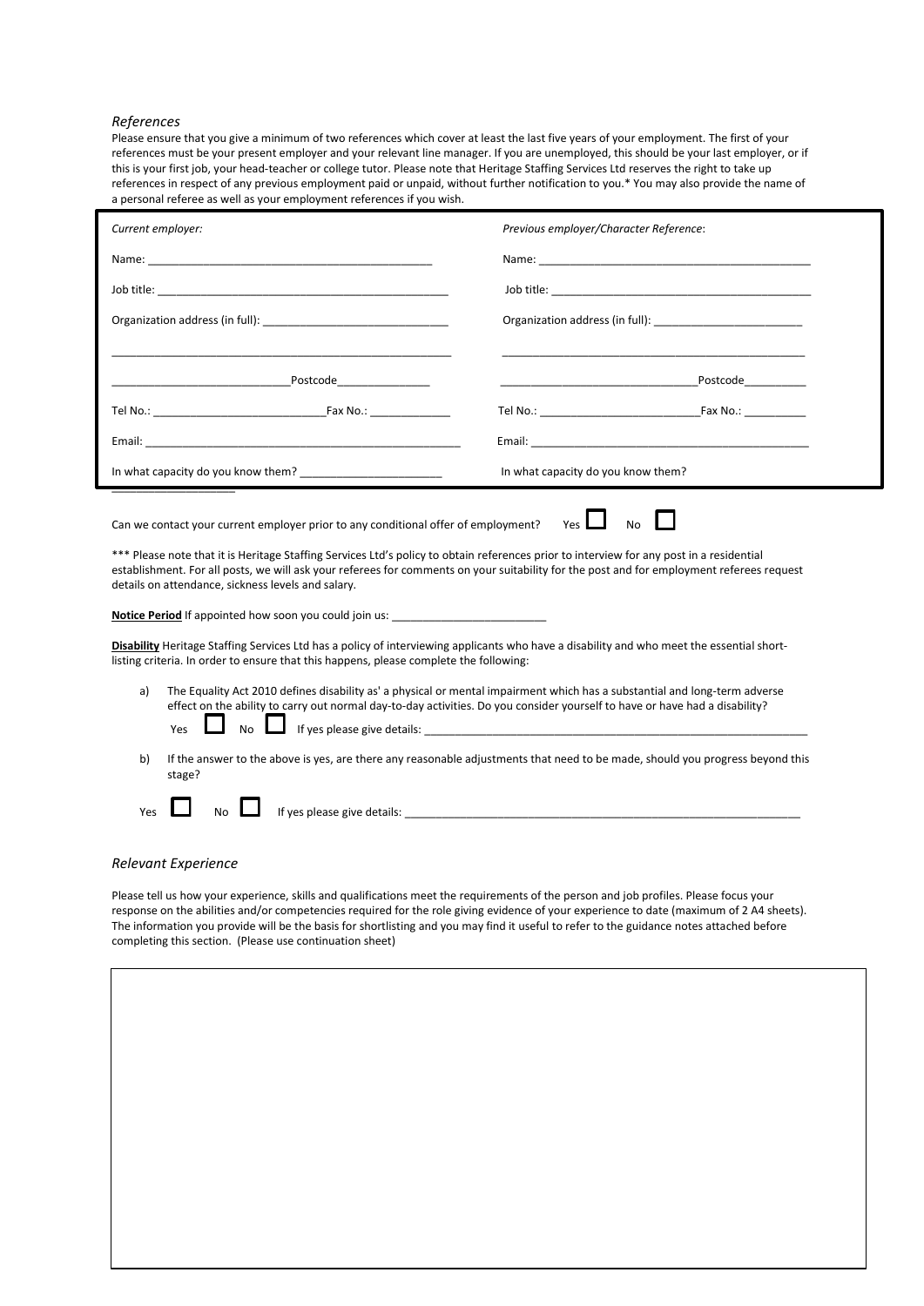*References*

Please ensure that you give a minimum of two references which cover at least the last five years of your employment. The first of your references must be your present employer and your relevant line manager. If you are unemployed, this should be your last employer, or if this is your first job, your head-teacher or college tutor. Please note that Heritage Staffing Services Ltd reserves the right to take up references in respect of any previous employment paid or unpaid, without further notification to you.* You may also provide the name of a personal referee as well as your employment references if you wish.

| *Current employer:* | *Previous employer/Character Reference*: |
|---|---|
| Name: ______________________________ | Name: ______________________________ |
| Job title: ______________________________ | Job title: ______________________________ |
| Organization address (in full): ____________________ | Organization address (in full): ____________________ |
| ______________________________ | ______________________________ |
| ____________________ Postcode__________ | ____________________ Postcode__________ |
| Tel No.: ____________________ Fax No.: __________ | Tel No.: ____________________ Fax No.: __________ |
| Email: ______________________________ | Email: ______________________________ |
| In what capacity do you know them? ____________________ | In what capacity do you know them? |

Can we contact your current employer prior to any conditional offer of employment? Yes ☐ No ☐

*** Please note that it is Heritage Staffing Services Ltd's policy to obtain references prior to interview for any post in a residential establishment. For all posts, we will ask your referees for comments on your suitability for the post and for employment referees request details on attendance, sickness levels and salary.

**Notice Period** If appointed how soon you could join us: ____________________

**Disability** Heritage Staffing Services Ltd has a policy of interviewing applicants who have a disability and who meet the essential short-listing criteria. In order to ensure that this happens, please complete the following:

a) The Equality Act 2010 defines disability as' a physical or mental impairment which has a substantial and long-term adverse effect on the ability to carry out normal day-to-day activities. Do you consider yourself to have or have had a disability?

   Yes ☐ No ☐ If yes please give details: ______________________________

b) If the answer to the above is yes, are there any reasonable adjustments that need to be made, should you progress beyond this stage?

Yes ☐ No ☐ If yes please give details: ______________________________

*Relevant Experience*

Please tell us how your experience, skills and qualifications meet the requirements of the person and job profiles. Please focus your response on the abilities and/or competencies required for the role giving evidence of your experience to date (maximum of 2 A4 sheets). The information you provide will be the basis for shortlisting and you may find it useful to refer to the guidance notes attached before completing this section. (Please use continuation sheet)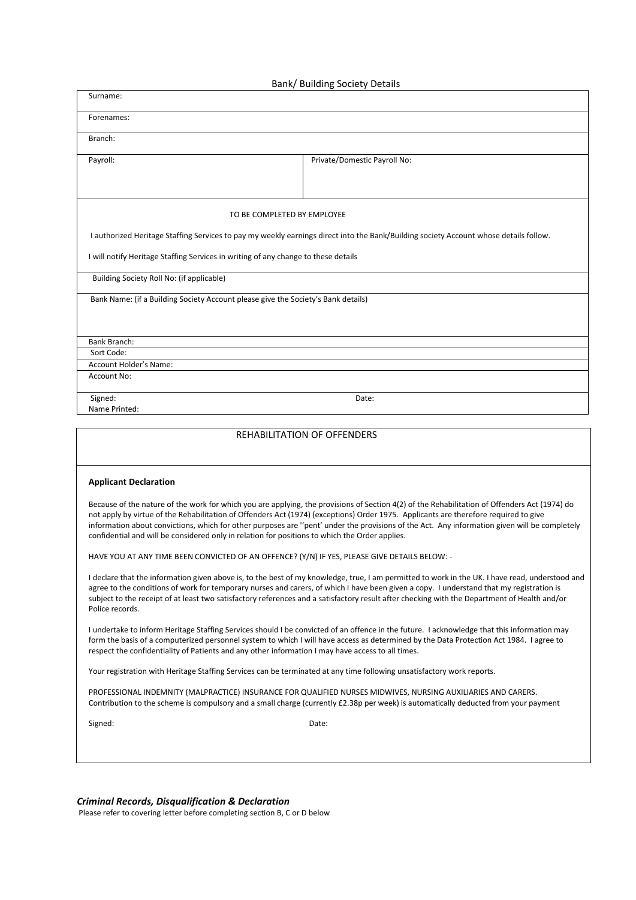## Bank/ Building Society Details

| Surname: | |
|---|---|
| Forenames: | |
| Branch: | |
| Payroll: | Private/Domestic Payroll No: |

TO BE COMPLETED BY EMPLOYEE

I authorized Heritage Staffing Services to pay my weekly earnings direct into the Bank/Building society Account whose details follow.

I will notify Heritage Staffing Services in writing of any change to these details

| Building Society Roll No: (if applicable) | |
|---|---|
| Bank Name: (if a Building Society Account please give the Society's Bank details) | |
| Bank Branch: | |
| Sort Code: | |
| Account Holder's Name: | |
| Account No: | |
| Signed: | Date: |
| Name Printed: | |

## REHABILITATION OF OFFENDERS

**Applicant Declaration**

Because of the nature of the work for which you are applying, the provisions of Section 4(2) of the Rehabilitation of Offenders Act (1974) do not apply by virtue of the Rehabilitation of Offenders Act (1974) (exceptions) Order 1975. Applicants are therefore required to give information about convictions, which for other purposes are ''pent' under the provisions of the Act. Any information given will be completely confidential and will be considered only in relation for positions to which the Order applies.

HAVE YOU AT ANY TIME BEEN CONVICTED OF AN OFFENCE? (Y/N) IF YES, PLEASE GIVE DETAILS BELOW: -

I declare that the information given above is, to the best of my knowledge, true, I am permitted to work in the UK. I have read, understood and agree to the conditions of work for temporary nurses and carers, of which I have been given a copy. I understand that my registration is subject to the receipt of at least two satisfactory references and a satisfactory result after checking with the Department of Health and/or Police records.

I undertake to inform Heritage Staffing Services should I be convicted of an offence in the future. I acknowledge that this information may form the basis of a computerized personnel system to which I will have access as determined by the Data Protection Act 1984. I agree to respect the confidentiality of Patients and any other information I may have access to all times.

Your registration with Heritage Staffing Services can be terminated at any time following unsatisfactory work reports.

PROFESSIONAL INDEMNITY (MALPRACTICE) INSURANCE FOR QUALIFIED NURSES MIDWIVES, NURSING AUXILIARIES AND CARERS.
Contribution to the scheme is compulsory and a small charge (currently £2.38p per week) is automatically deducted from your payment

Signed: Date:

### *Criminal Records, Disqualification & Declaration*

Please refer to covering letter before completing section B, C or D below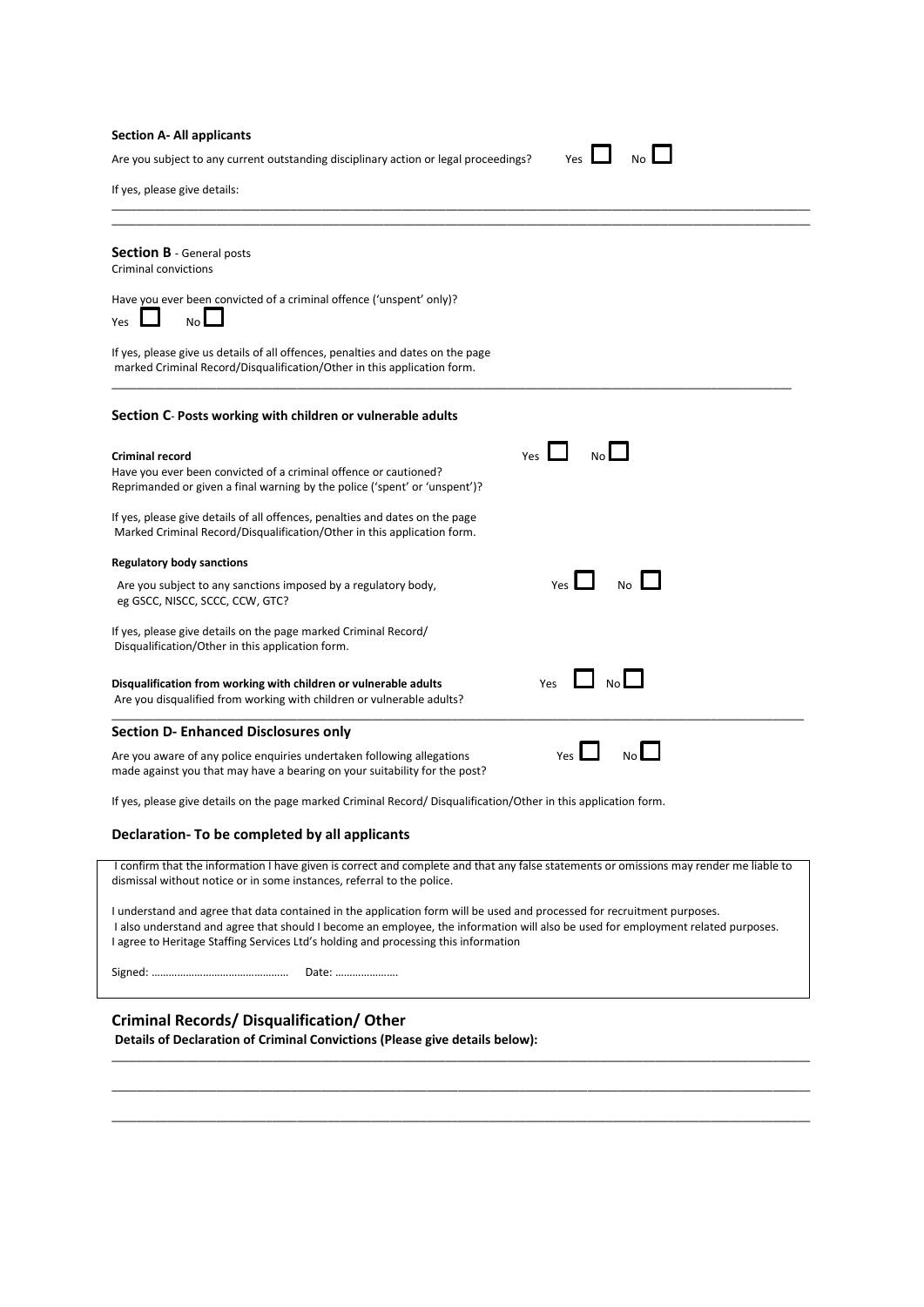**Section A- All applicants**

Are you subject to any current outstanding disciplinary action or legal proceedings? Yes ☐ No ☐

If yes, please give details:

\_\_\_\_\_\_\_\_\_\_\_\_\_\_\_\_\_\_\_\_\_\_\_\_\_\_\_\_\_\_\_\_\_\_\_\_\_\_\_\_\_\_\_\_\_\_\_\_\_\_\_\_\_\_\_\_\_\_\_\_\_\_\_\_\_\_\_\_\_\_\_\_\_\_\_\_\_\_\_\_\_\_

\_\_\_\_\_\_\_\_\_\_\_\_\_\_\_\_\_\_\_\_\_\_\_\_\_\_\_\_\_\_\_\_\_\_\_\_\_\_\_\_\_\_\_\_\_\_\_\_\_\_\_\_\_\_\_\_\_\_\_\_\_\_\_\_\_\_\_\_\_\_\_\_\_\_\_\_\_\_\_\_\_\_

**Section B** - General posts
Criminal convictions

Have you ever been convicted of a criminal offence ('unspent' only)?
Yes ☐ No ☐

If yes, please give us details of all offences, penalties and dates on the page marked Criminal Record/Disqualification/Other in this application form.

\_\_\_\_\_\_\_\_\_\_\_\_\_\_\_\_\_\_\_\_\_\_\_\_\_\_\_\_\_\_\_\_\_\_\_\_\_\_\_\_\_\_\_\_\_\_\_\_\_\_\_\_\_\_\_\_\_\_\_\_\_\_\_\_\_\_\_\_\_\_\_\_\_\_\_\_\_\_\_\_\_\_

**Section C- Posts working with children or vulnerable adults**

**Criminal record** Yes ☐ No ☐
Have you ever been convicted of a criminal offence or cautioned?
Reprimanded or given a final warning by the police ('spent' or 'unspent')?

If yes, please give details of all offences, penalties and dates on the page Marked Criminal Record/Disqualification/Other in this application form.

**Regulatory body sanctions**

Are you subject to any sanctions imposed by a regulatory body, eg GSCC, NISCC, SCCC, CCW, GTC? Yes ☐ No ☐

If yes, please give details on the page marked Criminal Record/ Disqualification/Other in this application form.

**Disqualification from working with children or vulnerable adults** Yes ☐ No ☐
Are you disqualified from working with children or vulnerable adults?

**Section D- Enhanced Disclosures only**

Are you aware of any police enquiries undertaken following allegations made against you that may have a bearing on your suitability for the post? Yes ☐ No ☐

If yes, please give details on the page marked Criminal Record/ Disqualification/Other in this application form.

**Declaration- To be completed by all applicants**

I confirm that the information I have given is correct and complete and that any false statements or omissions may render me liable to dismissal without notice or in some instances, referral to the police.

I understand and agree that data contained in the application form will be used and processed for recruitment purposes.
I also understand and agree that should I become an employee, the information will also be used for employment related purposes.
I agree to Heritage Staffing Services Ltd's holding and processing this information

Signed: ………………………………………… Date: …………………

**Criminal Records/ Disqualification/ Other**

**Details of Declaration of Criminal Convictions (Please give details below):**

\_\_\_\_\_\_\_\_\_\_\_\_\_\_\_\_\_\_\_\_\_\_\_\_\_\_\_\_\_\_\_\_\_\_\_\_\_\_\_\_\_\_\_\_\_\_\_\_\_\_\_\_\_\_\_\_\_\_\_\_\_\_\_\_\_\_\_\_\_\_\_\_\_\_\_\_\_\_\_\_\_\_

\_\_\_\_\_\_\_\_\_\_\_\_\_\_\_\_\_\_\_\_\_\_\_\_\_\_\_\_\_\_\_\_\_\_\_\_\_\_\_\_\_\_\_\_\_\_\_\_\_\_\_\_\_\_\_\_\_\_\_\_\_\_\_\_\_\_\_\_\_\_\_\_\_\_\_\_\_\_\_\_\_\_

\_\_\_\_\_\_\_\_\_\_\_\_\_\_\_\_\_\_\_\_\_\_\_\_\_\_\_\_\_\_\_\_\_\_\_\_\_\_\_\_\_\_\_\_\_\_\_\_\_\_\_\_\_\_\_\_\_\_\_\_\_\_\_\_\_\_\_\_\_\_\_\_\_\_\_\_\_\_\_\_\_\_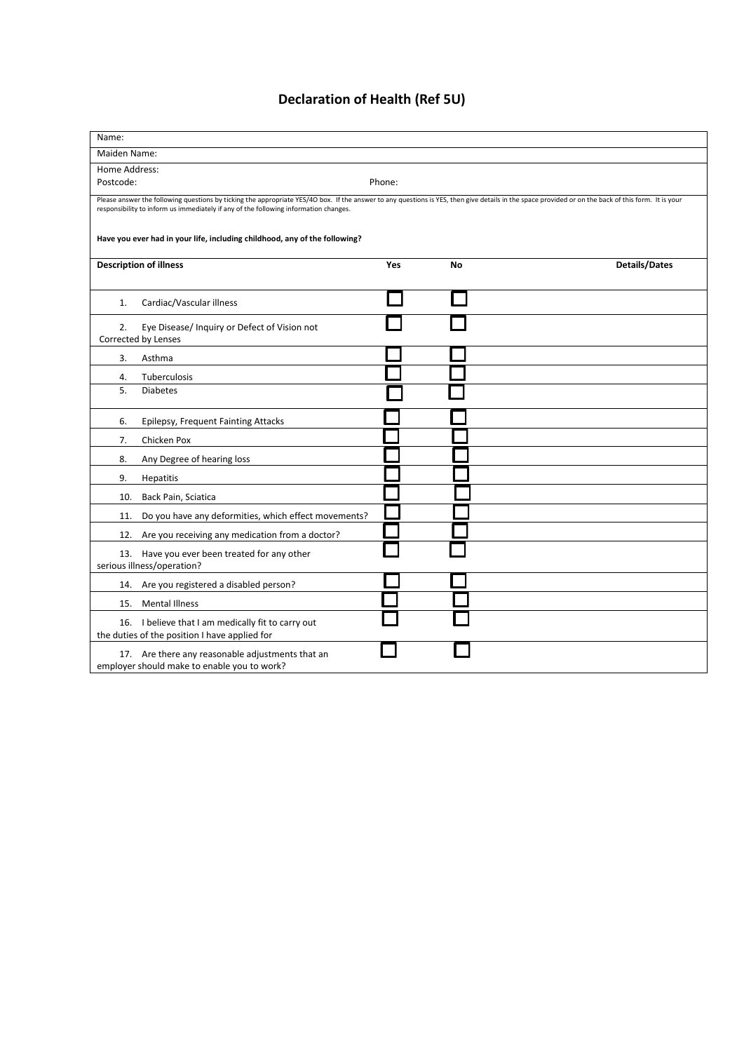# Declaration of Health (Ref 5U)

| Name: | |
|---|---|
| Maiden Name: | |
| Home Address: | |
| Postcode: | Phone: |

Please answer the following questions by ticking the appropriate YES/4O box. If the answer to any questions is YES, then give details in the space provided or on the back of this form. It is your responsibility to inform us immediately if any of the following information changes.

**Have you ever had in your life, including childhood, any of the following?**

| **Description of illness** | **Yes** | **No** | **Details/Dates** |
|---|---|---|---|
| 1. Cardiac/Vascular illness | ☐ | ☐ | |
| 2. Eye Disease/ Inquiry or Defect of Vision not Corrected by Lenses | ☐ | ☐ | |
| 3. Asthma | ☐ | ☐ | |
| 4. Tuberculosis | ☐ | ☐ | |
| 5. Diabetes | ☐ | ☐ | |
| 6. Epilepsy, Frequent Fainting Attacks | ☐ | ☐ | |
| 7. Chicken Pox | ☐ | ☐ | |
| 8. Any Degree of hearing loss | ☐ | ☐ | |
| 9. Hepatitis | ☐ | ☐ | |
| 10. Back Pain, Sciatica | ☐ | ☐ | |
| 11. Do you have any deformities, which effect movements? | ☐ | ☐ | |
| 12. Are you receiving any medication from a doctor? | ☐ | ☐ | |
| 13. Have you ever been treated for any other serious illness/operation? | ☐ | ☐ | |
| 14. Are you registered a disabled person? | ☐ | ☐ | |
| 15. Mental Illness | ☐ | ☐ | |
| 16. I believe that I am medically fit to carry out the duties of the position I have applied for | ☐ | ☐ | |
| 17. Are there any reasonable adjustments that an employer should make to enable you to work? | ☐ | ☐ | |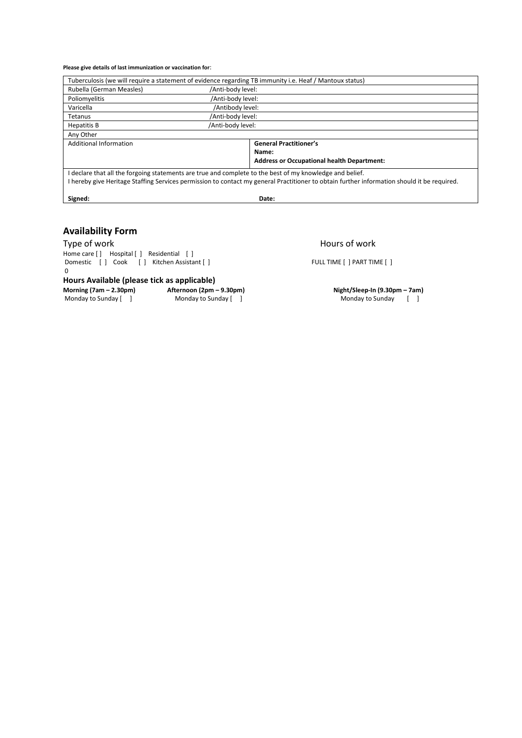**Please give details of last immunization or vaccination for:**

| | | |
|---|---|---|
| Tuberculosis (we will require a statement of evidence regarding TB immunity i.e. Heaf / Mantoux status) | | |
| Rubella (German Measles) | /Anti-body level: | |
| Poliomyelitis | /Anti-body level: | |
| Varicella | /Antibody level: | |
| Tetanus | /Anti-body level: | |
| Hepatitis B | /Anti-body level: | |
| Any Other | | |
| Additional Information | | **General Practitioner's**<br>**Name:**<br>**Address or Occupational health Department:** |
| I declare that all the forgoing statements are true and complete to the best of my knowledge and belief.<br>I hereby give Heritage Staffing Services permission to contact my general Practitioner to obtain further information should it be required.<br><br>**Signed:** | | **Date:** |

## Availability Form

Type of work

Home care [ ]   Hospital [ ]   Residential   [ ]
Domestic   [ ]   Cook   [ ]   Kitchen Assistant [ ]
0

Hours of work

FULL TIME [ ] PART TIME [ ]

### Hours Available (please tick as applicable)

**Morning (7am – 2.30pm)**
Monday to Sunday [ ]

**Afternoon (2pm – 9.30pm)**
Monday to Sunday [ ]

**Night/Sleep-In (9.30pm – 7am)**
Monday to Sunday [ ]